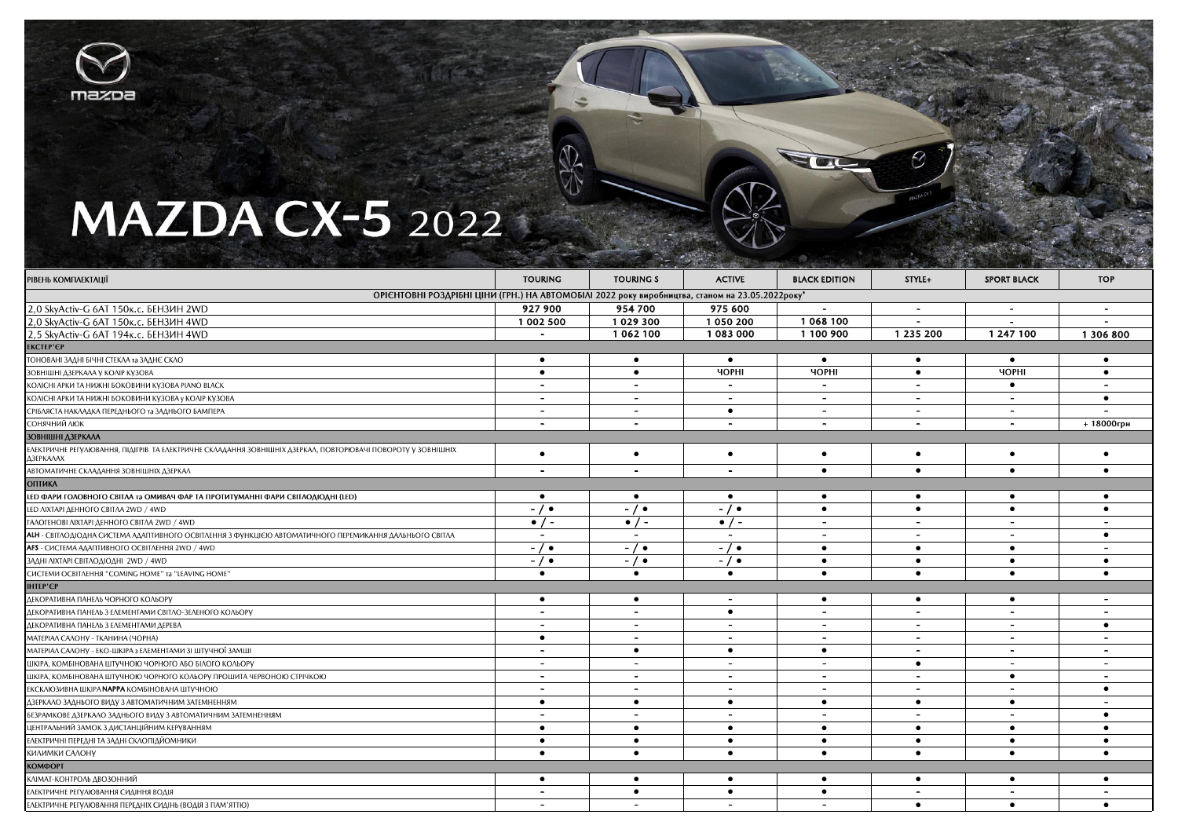# MAZDA CX-5 2022

| РІВЕНЬ КОМПЛЕКТАЦІЇ | TOURING | TOURING S | ACTIVE | BLACK EDITION | STYLE+ | SPORT BLACK | TOP |
|---|---|---|---|---|---|---|---|
| **ОРІЄНТОВНІ РОЗДРІБНІ ЦІНИ (ГРН.) НА АВТОМОБІЛІ 2022 року виробництва, станом на 23.05.2022року*** | | | | | | | |
| 2,0 SkyActiv-G 6AT 150к.с. БЕНЗИН 2WD | 927 900 | 954 700 | 975 600 | - | - | - | - |
| 2,0 SkyActiv-G 6AT 150к.с. БЕНЗИН 4WD | 1 002 500 | 1 029 300 | 1 050 200 | 1 068 100 | - | - | - |
| 2,5 SkyActiv-G 6AT 194к.с. БЕНЗИН 4WD | - | 1 062 100 | 1 083 000 | 1 100 900 | 1 235 200 | 1 247 100 | 1 306 800 |
| **ЕКСТЕР'ЄР** | | | | | | | |
| ТОНОВАНІ ЗАДНІ БІЧНІ СТЕКЛА та ЗАДНЄ СКЛО | ● | ● | ● | ● | ● | ● | ● |
| ЗОВНІШНІ ДЗЕРКАЛА У КОЛІР КУЗОВА | ● | ● | ЧОРНІ | ЧОРНІ | ● | ЧОРНІ | ● |
| КОЛІСНІ АРКИ ТА НИЖНІ БОКОВИНИ КУЗОВА PIANO BLACK | - | - | - | - | - | ● | - |
| КОЛІСНІ АРКИ ТА НИЖНІ БОКОВИНИ КУЗОВА у КОЛІР КУЗОВА | - | - | - | - | - | - | ● |
| СРІБЛЯСТА НАКЛАДКА ПЕРЕДНЬОГО та ЗАДНЬОГО БАМПЕРА | - | - | ● | - | - | - | - |
| СОНЯЧНИЙ ЛЮК | - | - | - | - | - | - | + 18000грн |
| **ЗОВНІШНІ ДЗЕРКАЛА** | | | | | | | |
| ЕЛЕКТРИЧНЕ РЕГУЛЮВАННЯ, ПІДІГРІВ ТА ЕЛЕКТРИЧНЕ СКЛАДАННЯ ЗОВНІШНІХ ДЗЕРКАЛ, ПОВТОРЮВАЧІ ПОВОРОТУ У ЗОВНІШНІХ ДЗЕРКАЛАХ | ● | ● | ● | ● | ● | ● | ● |
| АВТОМАТИЧНЕ СКЛАДАННЯ ЗОВНІШНІХ ДЗЕРКАЛ | - | - | - | ● | ● | ● | ● |
| **ОПТИКА** | | | | | | | |
| **LED ФАРИ ГОЛОВНОГО СВІТЛА та ОМИВАЧ ФАР ТА ПРОТИТУМАННІ ФАРИ СВІТЛОДІОДНІ (LED)** | ● | ● | ● | ● | ● | ● | ● |
| LED ЛІХТАРІ ДЕННОГО СВІТЛА 2WD / 4WD | - / ● | - / ● | - / ● | ● | ● | ● | ● |
| ГАЛОГЕНОВІ ЛІХТАРІ ДЕННОГО СВІТЛА 2WD / 4WD | ● / - | ● / - | ● / - | - | - | - | - |
| **ALH** - СВІТЛОДІОДНА СИСТЕМА АДАПТИВНОГО ОСВІТЛЕННЯ З ФУНКЦІЄЮ АВТОМАТИЧНОГО ПЕРЕМИКАННЯ ДАЛЬНЬОГО СВІТЛА | - | - | - | - | - | - | ● |
| **AFS** - СИСТЕМА АДАПТИВНОГО ОСВІТЛЕННЯ 2WD / 4WD | - / ● | - / ● | - / ● | ● | ● | ● | - |
| ЗАДНІ ЛІХТАРІ СВІТЛОДІОДНІ 2WD / 4WD | - / ● | - / ● | - / ● | ● | ● | ● | ● |
| СИСТЕМИ ОСВІТЛЕННЯ "COMING HOME" та "LEAVING HOME" | ● | ● | ● | ● | ● | ● | ● |
| **ІНТЕР'ЄР** | | | | | | | |
| ДЕКОРАТИВНА ПАНЕЛЬ ЧОРНОГО КОЛЬОРУ | ● | ● | - | ● | ● | ● | - |
| ДЕКОРАТИВНА ПАНЕЛЬ З ЕЛЕМЕНТАМИ СВІТЛО-ЗЕЛЕНОГО КОЛЬОРУ | - | - | ● | - | - | - | - |
| ДЕКОРАТИВНА ПАНЕЛЬ З ЕЛЕМЕНТАМИ ДЕРЕВА | - | - | - | - | - | - | ● |
| МАТЕРІАЛ САЛОНУ - ТКАНИНА (ЧОРНА) | ● | - | - | - | - | - | - |
| МАТЕРІАЛ САЛОНУ - ЕКО-ШКІРА з ЕЛЕМЕНТАМИ ЗІ ШТУЧНОЇ ЗАМШІ | - | ● | ● | ● | - | - | - |
| ШКІРА, КОМБІНОВАНА ШТУЧНОЮ ЧОРНОГО АБО БІЛОГО КОЛЬОРУ | - | - | - | - | ● | - | - |
| ШКІРА, КОМБІНОВАНА ШТУЧНОЮ ЧОРНОГО КОЛЬОРУ ПРОШИТА ЧЕРВОНОЮ СТРІЧКОЮ | - | - | - | - | - | ● | - |
| ЕКСКЛЮЗИВНА ШКІРА **NAPPA** КОМБІНОВАНА ШТУЧНОЮ | - | - | - | - | - | - | ● |
| ДЗЕРКАЛО ЗАДНЬОГО ВИДУ З АВТОМАТИЧНИМ ЗАТЕМНЕННЯМ | ● | ● | ● | ● | ● | ● | - |
| БЕЗРАМКОВЕ ДЗЕРКАЛО ЗАДНЬОГО ВИДУ З АВТОМАТИЧНИМ ЗАТЕМНЕННЯМ | - | - | - | - | - | - | ● |
| ЦЕНТРАЛЬНИЙ ЗАМОК З ДИСТАНЦІЙНИМ КЕРУВАННЯМ | ● | ● | ● | ● | ● | ● | ● |
| ЕЛЕКТРИЧНІ ПЕРЕДНІ ТА ЗАДНІ СКЛОПІДЙОМНИКИ | ● | ● | ● | ● | ● | ● | ● |
| КИЛИМКИ САЛОНУ | ● | ● | ● | ● | ● | ● | ● |
| **КОМФОРТ** | | | | | | | |
| КЛІМАТ-КОНТРОЛЬ ДВОЗОННИЙ | ● | ● | ● | ● | ● | ● | ● |
| ЕЛЕКТРИЧНЕ РЕГУЛЮВАННЯ СИДІННЯ ВОДІЯ | - | ● | ● | ● | - | - | - |
| ЕЛЕКТРИЧНЕ РЕГУЛЮВАННЯ ПЕРЕДНІХ СИДІНЬ (ВОДІЯ З ПАМ'ЯТТЮ) | - | - | - | - | ● | ● | ● |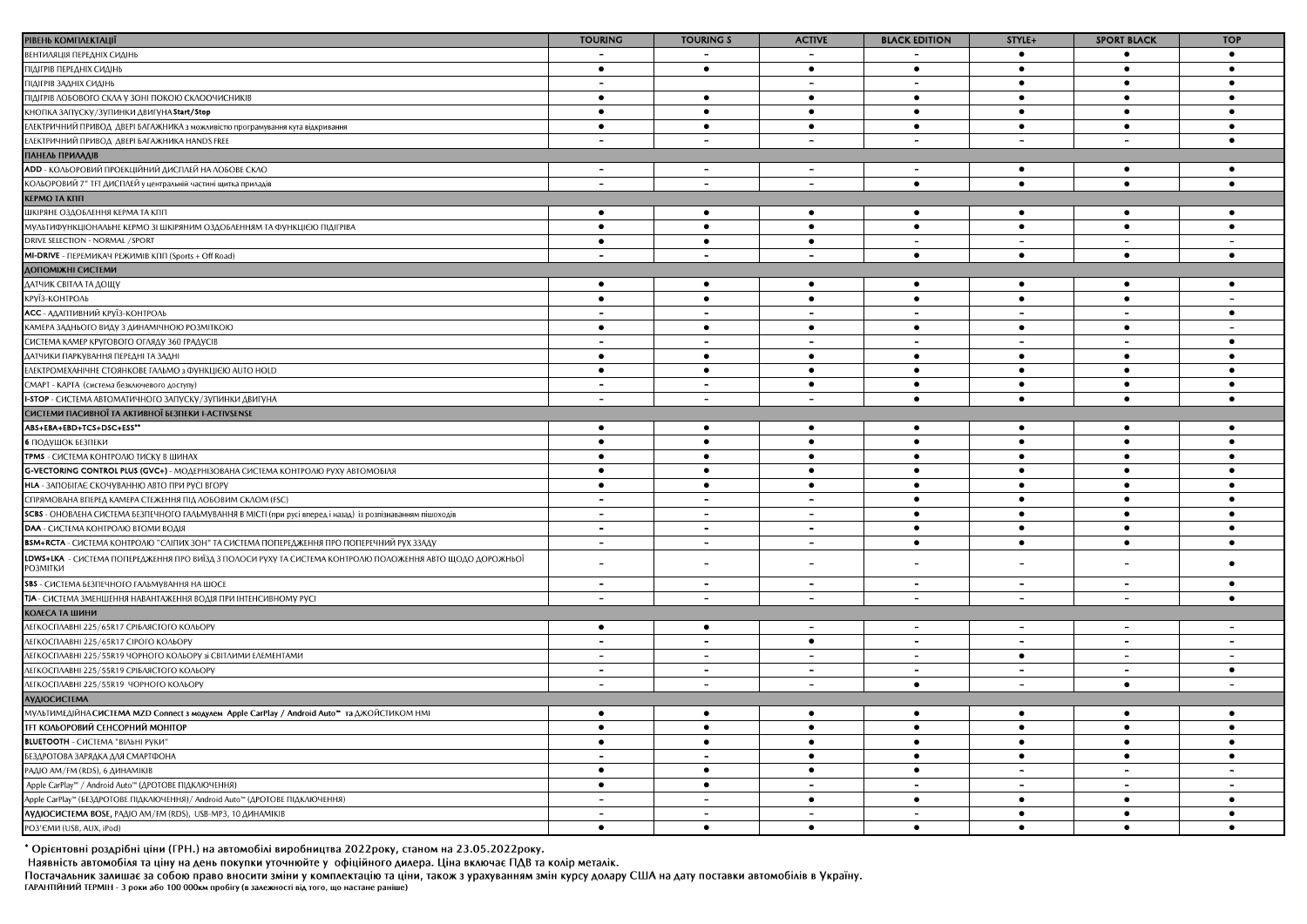| РІВЕНЬ КОМПЛЕКТАЦІЇ | TOURING | TOURING S | ACTIVE | BLACK EDITION | STYLE+ | SPORT BLACK | TOP |
|---|---|---|---|---|---|---|---|
| ВЕНТИЛЯЦІЯ ПЕРЕДНІХ СИДІНЬ | – | – | – | – | ● | ● | ● |
| ПІДІГРІВ ПЕРЕДНІХ СИДІНЬ | ● | ● | ● | ● | ● | ● | ● |
| ПІДІГРІВ ЗАДНІХ СИДІНЬ | – | | – | – | ● | ● | ● |
| ПІДІГРІВ ЛОБОВОГО СКЛА У ЗОНІ ПОКОЮ СКЛООЧИСНИКІВ | ● | ● | ● | ● | ● | ● | ● |
| КНОПКА ЗАПУСКУ/ЗУПИНКИ ДВИГУНА **Start/Stop** | ● | ● | ● | ● | ● | ● | ● |
| ЕЛЕКТРИЧНИЙ ПРИВОД ДВЕРІ БАГАЖНИКА з можливістю програмування кута відкривання | ● | ● | ● | ● | ● | ● | ● |
| ЕЛЕКТРИЧНИЙ ПРИВОД ДВЕРІ БАГАЖНИКА HANDS FREE | – | – | – | – | – | – | ● |
| **ПАНЕЛЬ ПРИЛАДІВ** | | | | | | | |
| **ADD** - КОЛЬОРОВИЙ ПРОЕКЦІЙНИЙ ДИСПЛЕЙ НА ЛОБОВЕ СКЛО | – | – | – | – | ● | ● | ● |
| КОЛЬОРОВИЙ 7" TFT ДИСПЛЕЙ у центральній частині щитка приладів | – | – | – | ● | ● | ● | ● |
| **КЕРМО ТА КПП** | | | | | | | |
| ШКІРЯНЕ ОЗДОБЛЕННЯ КЕРМА ТА КПП | ● | ● | ● | ● | ● | ● | ● |
| МУЛЬТИФУНКЦІОНАЛЬНЕ КЕРМО ЗІ ШКІРЯНИМ ОЗДОБЛЕННЯМ ТА ФУНКЦІЄЮ ПІДІГРІВА | ● | ● | ● | ● | ● | ● | ● |
| DRIVE SELECTION - NORMAL /SPORT | ● | ● | ● | – | – | – | – |
| **MI-DRIVE** - ПЕРЕМИКАЧ РЕЖИМІВ КПП (Sports + Off Road) | – | – | – | ● | ● | ● | ● |
| **ДОПОМІЖНІ СИСТЕМИ** | | | | | | | |
| ДАТЧИК СВІТЛА ТА ДОЩУ | ● | ● | ● | ● | ● | ● | ● |
| КРУЇЗ-КОНТРОЛЬ | ● | ● | ● | ● | ● | ● | – |
| **ACC** - АДАПТИВНИЙ КРУЇЗ-КОНТРОЛЬ | – | – | – | – | – | – | ● |
| КАМЕРА ЗАДНЬОГО ВИДУ З ДИНАМІЧНОЮ РОЗМІТКОЮ | ● | ● | ● | ● | ● | ● | – |
| СИСТЕМА КАМЕР КРУГОВОГО ОГЛЯДУ 360 ГРАДУСІВ | – | – | – | – | – | – | ● |
| ДАТЧИКИ ПАРКУВАННЯ ПЕРЕДНІ ТА ЗАДНІ | ● | ● | ● | ● | ● | ● | ● |
| ЕЛЕКТРОМЕХАНІЧНЕ СТОЯНКОВЕ ГАЛЬМО з ФУНКЦІЄЮ AUTO HOLD | ● | ● | ● | ● | ● | ● | ● |
| СМАРТ - КАРТА (система безключевого доступу) | – | – | ● | ● | ● | ● | ● |
| **I-STOP** - СИСТЕМА АВТОМАТИЧНОГО ЗАПУСКУ/ЗУПИНКИ ДВИГУНА | – | – | – | ● | ● | ● | ● |
| **СИСТЕМИ ПАСИВНОЇ ТА АКТИВНОЇ БЕЗПЕКИ I-ACTIVSENSE** | | | | | | | |
| **ABS+EBA+EBD+TCS+DSC+ESS**** | ● | ● | ● | ● | ● | ● | ● |
| **6** ПОДУШОК БЕЗПЕКИ | ● | ● | ● | ● | ● | ● | ● |
| **TPMS** - СИСТЕМА КОНТРОЛЮ ТИСКУ В ШИНАХ | ● | ● | ● | ● | ● | ● | ● |
| **G-VECTORING CONTROL PLUS (GVC+)** - МОДЕРНІЗОВАНА СИСТЕМА КОНТРОЛЮ РУХУ АВТОМОБІЛЯ | ● | ● | ● | ● | ● | ● | ● |
| **HLA** - ЗАПОБІГАЄ СКОЧУВАННЮ АВТО ПРИ РУСІ ВГОРУ | ● | ● | ● | ● | ● | ● | ● |
| СПРЯМОВАНА ВПЕРЕД КАМЕРА СТЕЖЕННЯ ПІД ЛОБОВИМ СКЛОМ (FSC) | – | – | – | ● | ● | ● | ● |
| **SCBS** - ОНОВЛЕНА СИСТЕМА БЕЗПЕЧНОГО ГАЛЬМУВАННЯ В МІСТІ (при русі вперед і назад) із розпізнаванням пішоходів | – | – | – | ● | ● | ● | ● |
| **DAA** - СИСТЕМА КОНТРОЛЮ ВТОМИ ВОДІЯ | – | – | – | ● | ● | ● | ● |
| **BSM+RCTA** - СИСТЕМА КОНТРОЛЮ "СЛІПИХ ЗОН" ТА СИСТЕМА ПОПЕРЕДЖЕННЯ ПРО ПОПЕРЕЧНИЙ РУХ ЗЗАДУ | – | – | – | ● | ● | ● | ● |
| **LDWS+LKA** - СИСТЕМА ПОПЕРЕДЖЕННЯ ПРО ВИЇЗД З ПОЛОСИ РУХУ ТА СИСТЕМА КОНТРОЛЮ ПОЛОЖЕННЯ АВТО ЩОДО ДОРОЖНЬОЇ РОЗМІТКИ | – | – | – | – | – | – | ● |
| **SBS** - СИСТЕМА БЕЗПЕЧНОГО ГАЛЬМУВАННЯ НА ШОСЕ | – | – | – | – | – | – | ● |
| **TJA** - СИСТЕМА ЗМЕНШЕННЯ НАВАНТАЖЕННЯ ВОДІЯ ПРИ ІНТЕНСИВНОМУ РУСІ | – | – | – | – | – | – | ● |
| **КОЛЕСА ТА ШИНИ** | | | | | | | |
| ЛЕГКОСПЛАВНІ 225/65R17 СРІБЛЯСТОГО КОЛЬОРУ | ● | ● | – | – | – | – | – |
| ЛЕГКОСПЛАВНІ 225/65R17 СІРОГО КОЛЬОРУ | – | – | ● | – | – | – | – |
| ЛЕГКОСПЛАВНІ 225/55R19 ЧОРНОГО КОЛЬОРУ зі СВІТЛИМИ ЕЛЕМЕНТАМИ | – | – | – | – | ● | – | – |
| ЛЕГКОСПЛАВНІ 225/55R19 СРІБЛЯСТОГО КОЛЬОРУ | – | – | – | – | – | – | ● |
| ЛЕГКОСПЛАВНІ 225/55R19 ЧОРНОГО КОЛЬОРУ | – | – | – | ● | – | ● | – |
| **АУДІОСИСТЕМА** | | | | | | | |
| МУЛЬТИМЕДІЙНА **СИСТЕМА MZD Connect з модулем Apple CarPlay / Android Auto™ та ДЖОЙСТИКОМ HMI** | ● | ● | ● | ● | ● | ● | ● |
| **TFT КОЛЬОРОВИЙ СЕНСОРНИЙ МОНІТОР** | ● | ● | ● | ● | ● | ● | ● |
| **BLUETOOTH** - СИСТЕМА "ВІЛЬНІ РУКИ" | ● | ● | ● | ● | ● | ● | ● |
| БЕЗДРОТОВА ЗАРЯДКА ДЛЯ СМАРТФОНА | – | – | ● | ● | ● | ● | ● |
| РАДІО AM/FM (RDS), 6 ДИНАМІКІВ | ● | ● | ● | ● | – | – | – |
| Apple CarPlay™ / Android Auto™ (ДРОТОВЕ ПІДКЛЮЧЕННЯ) | ● | ● | – | – | – | – | – |
| Apple CarPlay™ (БЕЗДРОТОВЕ ПІДКЛЮЧЕННЯ)/ Android Auto™ (ДРОТОВЕ ПІДКЛЮЧЕННЯ) | – | – | ● | ● | ● | ● | ● |
| **АУДІОСИСТЕМА BOSE,** РАДІО AM/FM (RDS), USB-MP3, 10 ДИНАМІКІВ | – | – | – | – | ● | ● | ● |
| РОЗ'ЄМИ (USB, AUX, iPod) | ● | ● | ● | ● | ● | ● | ● |

**\* Орієнтовні роздрібні ціни (ГРН.) на автомобілі виробництва 2022року, станом на 23.05.2022року.**

**Наявність автомобіля та ціну на день покупки уточнюйте у офіційного дилера. Ціна включає ПДВ та колір металік.**

**Постачальник залишає за собою право вносити зміни у комплектацію та ціни, також з урахуванням змін курсу долару США на дату поставки автомобілів в Україну.**

**ГАРАНТІЙНИЙ ТЕРМІН - 3 роки або 100 000км пробігу (в залежності від того, що настане раніше)**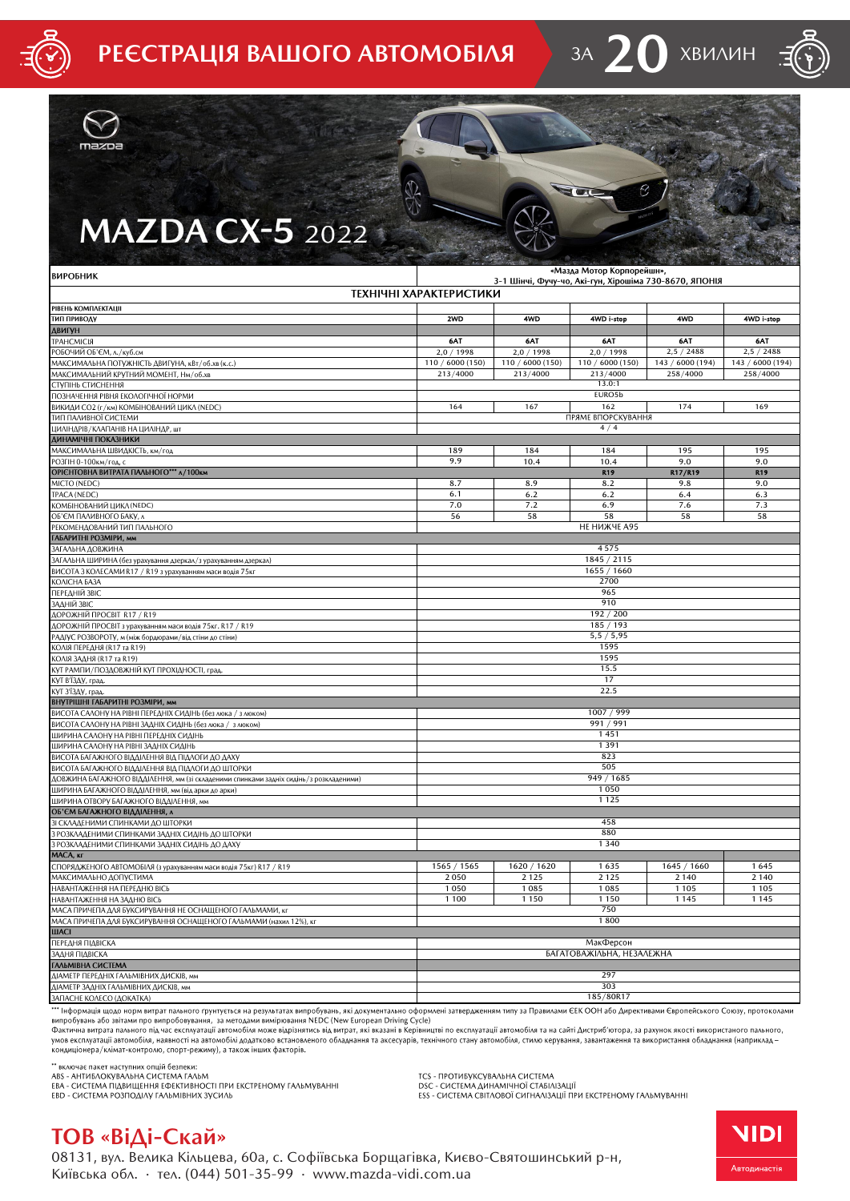# РЕЄСТРАЦІЯ ВАШОГО АВТОМОБІЛЯ ЗА 20 ХВИЛИН

mazda

# MAZDA CX-5 2022

| | | | | | |
|---|---|---|---|---|---|
| ВИРОБНИК | «Мазда Мотор Корпорейшн», 3-1 Шінчі, Фучу-чо, Акі-гун, Хірошіма 730-8670, ЯПОНІЯ | | | | |
| **ТЕХНІЧНІ ХАРАКТЕРИСТИКИ** | | | | | |
| **РІВЕНЬ КОМПЛЕКТАЦІЇ** | | | | | |
| **ТИП ПРИВОДУ** | **2WD** | **4WD** | **4WD i-stop** | **4WD** | **4WD i-stop** |
| **ДВИГУН** | | | | | |
| ТРАНСМІСІЯ | **6AT** | **6AT** | **6AT** | **6AT** | **6AT** |
| РОБОЧИЙ ОБ'ЄМ, л./куб.см | 2,0 / 1998 | 2,0 / 1998 | 2,0 / 1998 | 2,5 / 2488 | 2,5 / 2488 |
| МАКСИМАЛЬНА ПОТУЖНІСТЬ ДВИГУНА, кВт/об.хв (к.с.) | 110 / 6000 (150) | 110 / 6000 (150) | 110 / 6000 (150) | 143 / 6000 (194) | 143 / 6000 (194) |
| МАКСИМАЛЬНИЙ КРУТНИЙ МОМЕНТ, Нм/об.хв | 213/4000 | 213/4000 | 213/4000 | 258/4000 | 258/4000 |
| СТУПІНЬ СТИСНЕННЯ | 13.0:1 | | | | |
| ПОЗНАЧЕННЯ РІВНЯ ЕКОЛОГІЧНОЇ НОРМИ | EURO5b | | | | |
| ВИКИДИ CO2 (г/км) КОМБІНОВАНИЙ ЦИКЛ (NEDC) | 164 | 167 | 162 | 174 | 169 |
| ТИП ПАЛИВНОЇ СИСТЕМИ | ПРЯМЕ ВПОРСКУВАННЯ | | | | |
| ЦИЛІНДРІВ/КЛАПАНІВ НА ЦИЛІНДР, шт | 4 / 4 | | | | |
| **ДИНАМІЧНІ ПОКАЗНИКИ** | | | | | |
| МАКСИМАЛЬНА ШВИДКІСТЬ, км/год | 189 | 184 | 184 | 195 | 195 |
| РОЗГІН 0-100км/год, с | 9.9 | 10.4 | 10.4 | 9.0 | 9.0 |
| **ОРІЄНТОВНА ВИТРАТА ПАЛЬНОГО\*\*\* л/100км** | | | **R19** | **R17/R19** | **R19** |
| МІСТО (NEDC) | 8.7 | 8.9 | 8.2 | 9.8 | 9.0 |
| ТРАСА (NEDC) | 6.1 | 6.2 | 6.2 | 6.4 | 6.3 |
| КОМБІНОВАНИЙ ЦИКЛ (NEDC) | 7.0 | 7.2 | 6.9 | 7.6 | 7.3 |
| ОБ'ЄМ ПАЛИВНОГО БАКУ, л | 56 | 58 | 58 | 58 | 58 |
| РЕКОМЕНДОВАНИЙ ТИП ПАЛЬНОГО | НЕ НИЖЧЕ А95 | | | | |
| **ГАБАРИТНІ РОЗМІРИ, мм** | | | | | |
| ЗАГАЛЬНА ДОВЖИНА | 4 575 | | | | |
| ЗАГАЛЬНА ШИРИНА (без урахування дзеркал/з урахуванням дзеркал) | 1845 / 2115 | | | | |
| ВИСОТА З КОЛЕСАМИ R17 / R19 з урахуванням маси водія 75кг | 1655 / 1660 | | | | |
| КОЛІСНА БАЗА | 2700 | | | | |
| ПЕРЕДНІЙ ЗВІС | 965 | | | | |
| ЗАДНІЙ ЗВІС | 910 | | | | |
| ДОРОЖНІЙ ПРОСВІТ R17 / R19 | 192 / 200 | | | | |
| ДОРОЖНІЙ ПРОСВІТ з урахуванням маси водія 75кг. R17 / R19 | 185 / 193 | | | | |
| РАДІУС РОЗВОРОТУ, м (між бордюрами/від стіни до стіни) | 5,5 / 5,95 | | | | |
| КОЛІЯ ПЕРЕДНЯ (R17 та R19) | 1595 | | | | |
| КОЛІЯ ЗАДНЯ (R17 та R19) | 1595 | | | | |
| КУТ РАМПИ/ПОЗДОВЖНІЙ КУТ ПРОХІДНОСТІ, град. | 15.5 | | | | |
| КУТ В'ЇЗДУ, град. | 17 | | | | |
| КУТ З'ЇЗДУ, град. | 22.5 | | | | |
| **ВНУТРІШНІ ГАБАРИТНІ РОЗМІРИ, мм** | | | | | |
| ВИСОТА САЛОНУ НА РІВНІ ПЕРЕДНІХ СИДІНЬ (без люка / з люком) | 1007 / 999 | | | | |
| ВИСОТА САЛОНУ НА РІВНІ ЗАДНІХ СИДІНЬ (без люка / з люком) | 991 / 991 | | | | |
| ШИРИНА САЛОНУ НА РІВНІ ПЕРЕДНІХ СИДІНЬ | 1 451 | | | | |
| ШИРИНА САЛОНУ НА РІВНІ ЗАДНІХ СИДІНЬ | 1 391 | | | | |
| ВИСОТА БАГАЖНОГО ВІДДІЛЕННЯ ВІД ПІДЛОГИ ДО ДАХУ | 823 | | | | |
| ВИСОТА БАГАЖНОГО ВІДДІЛЕННЯ ВІД ПІДЛОГИ ДО ШТОРКИ | 505 | | | | |
| ДОВЖИНА БАГАЖНОГО ВІДДІЛЕННЯ, мм (зі складеними спинками задніх сидінь/з розкладеними) | 949 / 1685 | | | | |
| ШИРИНА БАГАЖНОГО ВІДДІЛЕННЯ, мм (від арки до арки) | 1 050 | | | | |
| ШИРИНА ОТВОРУ БАГАЖНОГО ВІДДІЛЕННЯ, мм | 1 125 | | | | |
| **ОБ'ЄМ БАГАЖНОГО ВІДДІЛЕННЯ, л** | | | | | |
| ЗІ СКЛАДЕНИМИ СПИНКАМИ ДО ШТОРКИ | 458 | | | | |
| З РОЗКЛАДЕНИМИ СПИНКАМИ ЗАДНІХ СИДІНЬ ДО ШТОРКИ | 880 | | | | |
| З РОЗКЛАДЕНИМИ СПИНКАМИ ЗАДНІХ СИДІНЬ ДО ДАХУ | 1 340 | | | | |
| **МАСА, кг** | | | | | |
| СПОРЯДЖЕНОГО АВТОМОБІЛЯ (з урахуванням маси водія 75кг) R17 / R19 | 1565 / 1565 | 1620 / 1620 | 1 635 | 1645 / 1660 | 1 645 |
| МАКСИМАЛЬНО ДОПУСТИМА | 2 050 | 2 125 | 2 125 | 2 140 | 2 140 |
| НАВАНТАЖЕННЯ НА ПЕРЕДНЮ ВІСЬ | 1 050 | 1 085 | 1 085 | 1 105 | 1 105 |
| НАВАНТАЖЕННЯ НА ЗАДНЮ ВІСЬ | 1 100 | 1 150 | 1 150 | 1 145 | 1 145 |
| МАСА ПРИЧЕПА ДЛЯ БУКСИРУВАННЯ НЕ ОСНАЩЕНОГО ГАЛЬМАМИ, кг | 750 | | | | |
| МАСА ПРИЧЕПА ДЛЯ БУКСИРУВАННЯ ОСНАЩЕНОГО ГАЛЬМАМИ (нахил 12%), кг | 1 800 | | | | |
| **ШАСІ** | | | | | |
| ПЕРЕДНЯ ПІДВІСКА | МакФерсон | | | | |
| ЗАДНЯ ПІДВІСКА | БАГАТОВАЖІЛЬНА, НЕЗАЛЕЖНА | | | | |
| **ГАЛЬМІВНА СИСТЕМА** | | | | | |
| ДІАМЕТР ПЕРЕДНІХ ГАЛЬМІВНИХ ДИСКІВ, мм | 297 | | | | |
| ДІАМЕТР ЗАДНІХ ГАЛЬМІВНИХ ДИСКІВ, мм | 303 | | | | |
| ЗАПАСНЕ КОЛЕСО (ДОКАТКА) | 185/80R17 | | | | |

\*\*\* Інформація щодо норм витрат пального ґрунтується на результатах випробувань, які документально оформлені затвердженням типу за Правилами ЄЕК ООН або Директивами Європейського Союзу, протоколами випробувань або звітами про випробовування, за методами вимірювання NEDC (New European Driving Cycle)
Фактична витрата пального під час експлуатації автомобіля може відрізнятись від витрат, які вказані в Керівництві по експлуатації автомобіля та на сайті Дистриб'ютора, за рахунок якості використаного пального, умов експлуатації автомобіля, наявності на автомобілі додатково встановленого обладнання та аксесуарів, технічного стану автомобіля, стилю керування, завантаження та використання обладнання (наприклад – кондиціонера/клімат-контролю, спорт-режиму), а також інших факторів.

\*\* включає пакет наступних опцій безпеки:
ABS - АНТИБЛОКУВАЛЬНА СИСТЕМА ГАЛЬМ
EBA - СИСТЕМА ПІДВИЩЕННЯ ЕФЕКТИВНОСТІ ПРИ ЕКСТРЕНОМУ ГАЛЬМУВАННІ
EBD - СИСТЕМА РОЗПОДІЛУ ГАЛЬМІВНИХ ЗУСИЛЬ
TCS - ПРОТИБУКСУВАЛЬНА СИСТЕМА
DSC - СИСТЕМА ДИНАМІЧНОЇ СТАБІЛІЗАЦІЇ
ESS - СИСТЕМА СВІТЛОВОЇ СИГНАЛІЗАЦІЇ ПРИ ЕКСТРЕНОМУ ГАЛЬМУВАННІ

## ТОВ «ВіДі-Скай»

08131, вул. Велика Кільцева, 60а, с. Софіївська Борщагівка, Києво-Святошинський р-н, Київська обл. · тел. (044) 501-35-99 · www.mazda-vidi.com.ua

VIDI Автодинастія